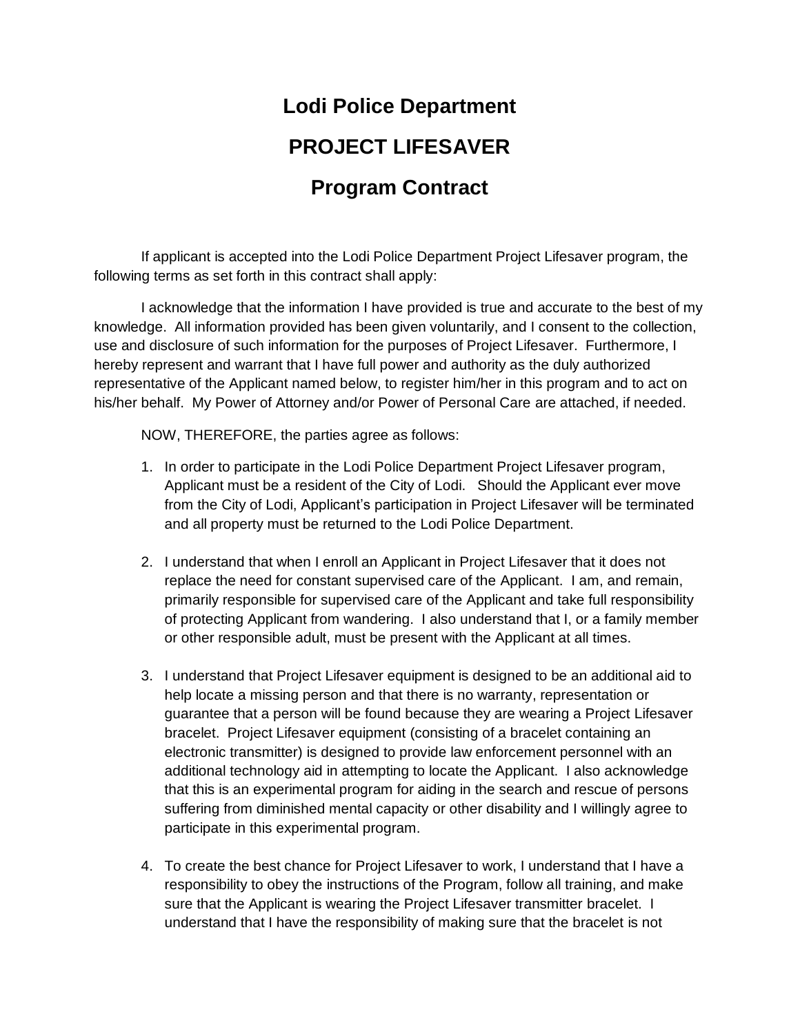# Lodi Police Department

# PROJECT LIFESAVER

# Program Contract

If applicant is accepted into the Lodi Police Department Project Lifesaver program, the following terms as set forth in this contract shall apply:

I acknowledge that the information I have provided is true and accurate to the best of my knowledge. All information provided has been given voluntarily, and I consent to the collection, use and disclosure of such information for the purposes of Project Lifesaver. Furthermore, I hereby represent and warrant that I have full power and authority as the duly authorized representative of the Applicant named below, to register him/her in this program and to act on his/her behalf. My Power of Attorney and/or Power of Personal Care are attached, if needed.

NOW, THEREFORE, the parties agree as follows:

1. In order to participate in the Lodi Police Department Project Lifesaver program, Applicant must be a resident of the City of Lodi. Should the Applicant ever move from the City of Lodi, Applicant's participation in Project Lifesaver will be terminated and all property must be returned to the Lodi Police Department.

2. I understand that when I enroll an Applicant in Project Lifesaver that it does not replace the need for constant supervised care of the Applicant. I am, and remain, primarily responsible for supervised care of the Applicant and take full responsibility of protecting Applicant from wandering. I also understand that I, or a family member or other responsible adult, must be present with the Applicant at all times.

3. I understand that Project Lifesaver equipment is designed to be an additional aid to help locate a missing person and that there is no warranty, representation or guarantee that a person will be found because they are wearing a Project Lifesaver bracelet. Project Lifesaver equipment (consisting of a bracelet containing an electronic transmitter) is designed to provide law enforcement personnel with an additional technology aid in attempting to locate the Applicant. I also acknowledge that this is an experimental program for aiding in the search and rescue of persons suffering from diminished mental capacity or other disability and I willingly agree to participate in this experimental program.

4. To create the best chance for Project Lifesaver to work, I understand that I have a responsibility to obey the instructions of the Program, follow all training, and make sure that the Applicant is wearing the Project Lifesaver transmitter bracelet. I understand that I have the responsibility of making sure that the bracelet is not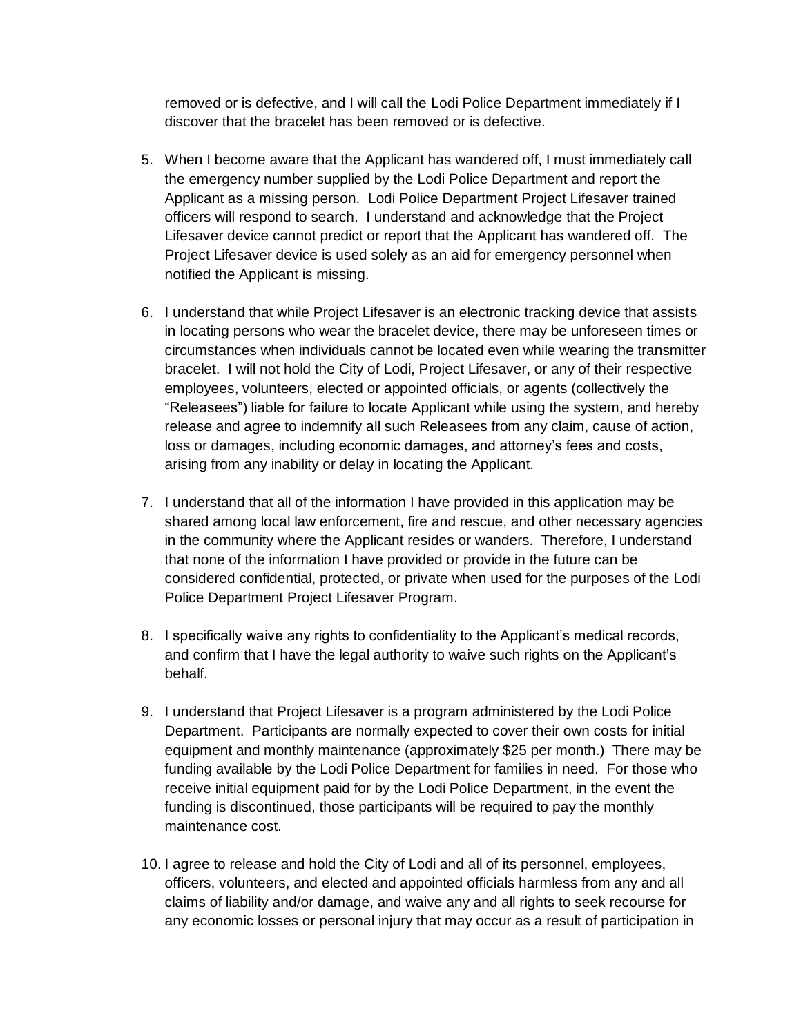removed or is defective, and I will call the Lodi Police Department immediately if I discover that the bracelet has been removed or is defective.

5. When I become aware that the Applicant has wandered off, I must immediately call the emergency number supplied by the Lodi Police Department and report the Applicant as a missing person. Lodi Police Department Project Lifesaver trained officers will respond to search. I understand and acknowledge that the Project Lifesaver device cannot predict or report that the Applicant has wandered off. The Project Lifesaver device is used solely as an aid for emergency personnel when notified the Applicant is missing.

6. I understand that while Project Lifesaver is an electronic tracking device that assists in locating persons who wear the bracelet device, there may be unforeseen times or circumstances when individuals cannot be located even while wearing the transmitter bracelet. I will not hold the City of Lodi, Project Lifesaver, or any of their respective employees, volunteers, elected or appointed officials, or agents (collectively the "Releasees") liable for failure to locate Applicant while using the system, and hereby release and agree to indemnify all such Releasees from any claim, cause of action, loss or damages, including economic damages, and attorney's fees and costs, arising from any inability or delay in locating the Applicant.

7. I understand that all of the information I have provided in this application may be shared among local law enforcement, fire and rescue, and other necessary agencies in the community where the Applicant resides or wanders. Therefore, I understand that none of the information I have provided or provide in the future can be considered confidential, protected, or private when used for the purposes of the Lodi Police Department Project Lifesaver Program.

8. I specifically waive any rights to confidentiality to the Applicant's medical records, and confirm that I have the legal authority to waive such rights on the Applicant's behalf.

9. I understand that Project Lifesaver is a program administered by the Lodi Police Department. Participants are normally expected to cover their own costs for initial equipment and monthly maintenance (approximately $25 per month.) There may be funding available by the Lodi Police Department for families in need. For those who receive initial equipment paid for by the Lodi Police Department, in the event the funding is discontinued, those participants will be required to pay the monthly maintenance cost.

10. I agree to release and hold the City of Lodi and all of its personnel, employees, officers, volunteers, and elected and appointed officials harmless from any and all claims of liability and/or damage, and waive any and all rights to seek recourse for any economic losses or personal injury that may occur as a result of participation in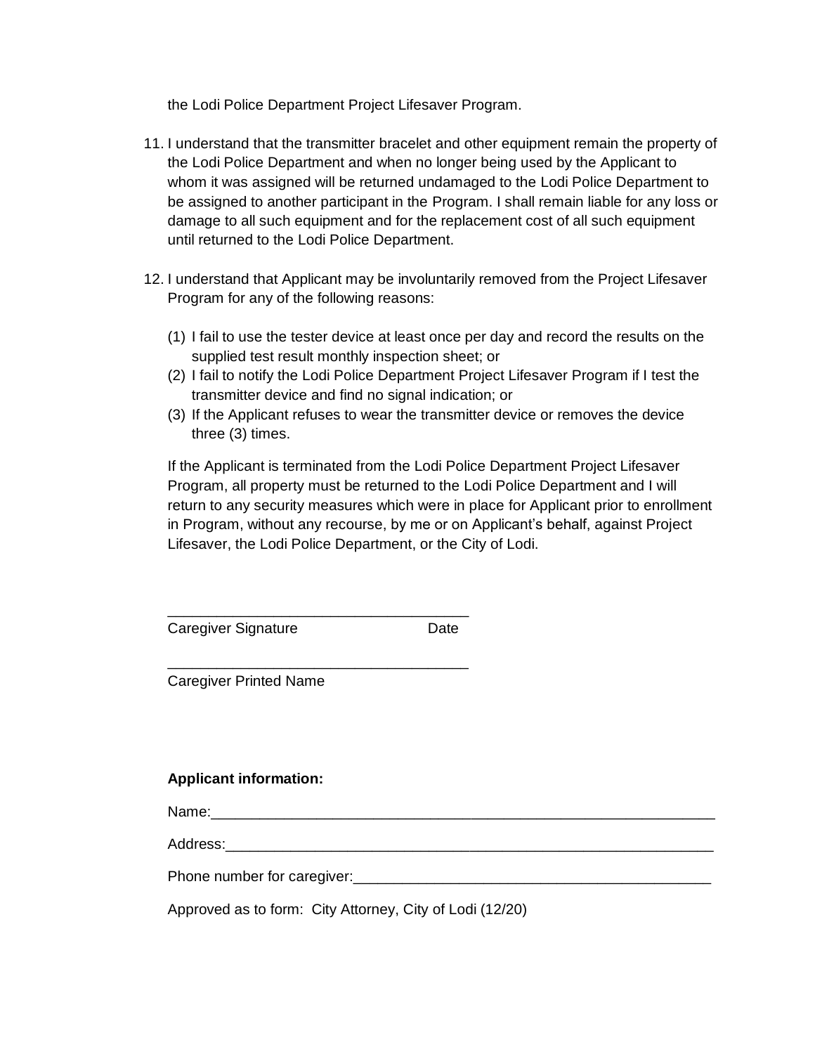the Lodi Police Department Project Lifesaver Program.

11. I understand that the transmitter bracelet and other equipment remain the property of the Lodi Police Department and when no longer being used by the Applicant to whom it was assigned will be returned undamaged to the Lodi Police Department to be assigned to another participant in the Program. I shall remain liable for any loss or damage to all such equipment and for the replacement cost of all such equipment until returned to the Lodi Police Department.

12. I understand that Applicant may be involuntarily removed from the Project Lifesaver Program for any of the following reasons:

    (1) I fail to use the tester device at least once per day and record the results on the supplied test result monthly inspection sheet; or
    (2) I fail to notify the Lodi Police Department Project Lifesaver Program if I test the transmitter device and find no signal indication; or
    (3) If the Applicant refuses to wear the transmitter device or removes the device three (3) times.

    If the Applicant is terminated from the Lodi Police Department Project Lifesaver Program, all property must be returned to the Lodi Police Department and I will return to any security measures which were in place for Applicant prior to enrollment in Program, without any recourse, by me or on Applicant's behalf, against Project Lifesaver, the Lodi Police Department, or the City of Lodi.

______________________________________
Caregiver Signature Date

______________________________________
Caregiver Printed Name

**Applicant information:**

Name:_________________________________________________________________

Address:_______________________________________________________________

Phone number for caregiver:_____________________________________________

Approved as to form: City Attorney, City of Lodi (12/20)